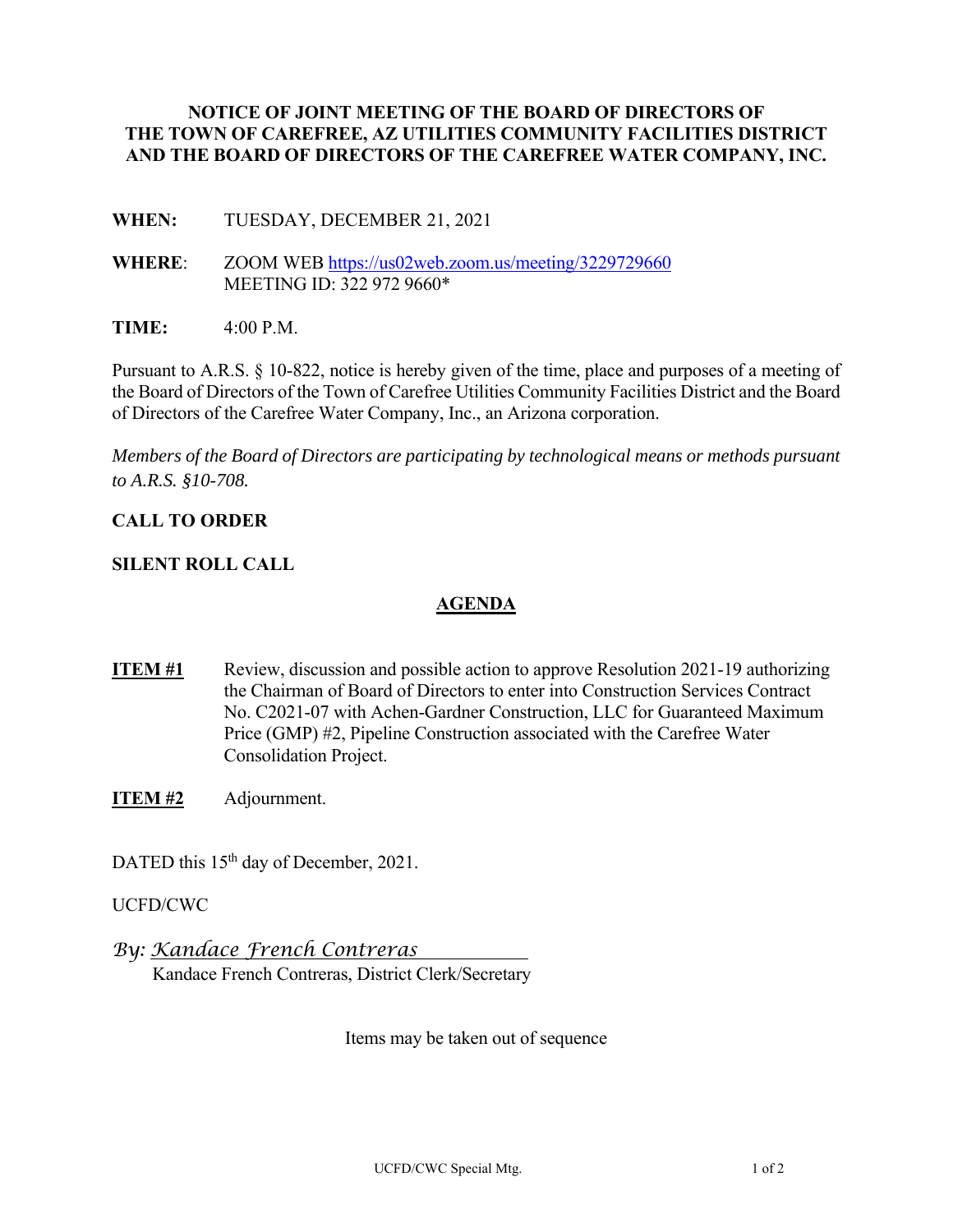# NOTICE OF JOINT MEETING OF THE BOARD OF DIRECTORS OF THE TOWN OF CAREFREE, AZ UTILITIES COMMUNITY FACILITIES DISTRICT AND THE BOARD OF DIRECTORS OF THE CAREFREE WATER COMPANY, INC.

**WHEN:** TUESDAY, DECEMBER 21, 2021

**WHERE**: ZOOM WEB https://us02web.zoom.us/meeting/3229729660
MEETING ID: 322 972 9660*

**TIME:** 4:00 P.M.

Pursuant to A.R.S. § 10-822, notice is hereby given of the time, place and purposes of a meeting of the Board of Directors of the Town of Carefree Utilities Community Facilities District and the Board of Directors of the Carefree Water Company, Inc., an Arizona corporation.

*Members of the Board of Directors are participating by technological means or methods pursuant to A.R.S. §10-708.*

**CALL TO ORDER**

**SILENT ROLL CALL**

## AGENDA

**ITEM #1** Review, discussion and possible action to approve Resolution 2021-19 authorizing the Chairman of Board of Directors to enter into Construction Services Contract No. C2021-07 with Achen-Gardner Construction, LLC for Guaranteed Maximum Price (GMP) #2, Pipeline Construction associated with the Carefree Water Consolidation Project.

**ITEM #2** Adjournment.

DATED this 15th day of December, 2021.

UCFD/CWC

By: *Kandace French Contreras*
Kandace French Contreras, District Clerk/Secretary

Items may be taken out of sequence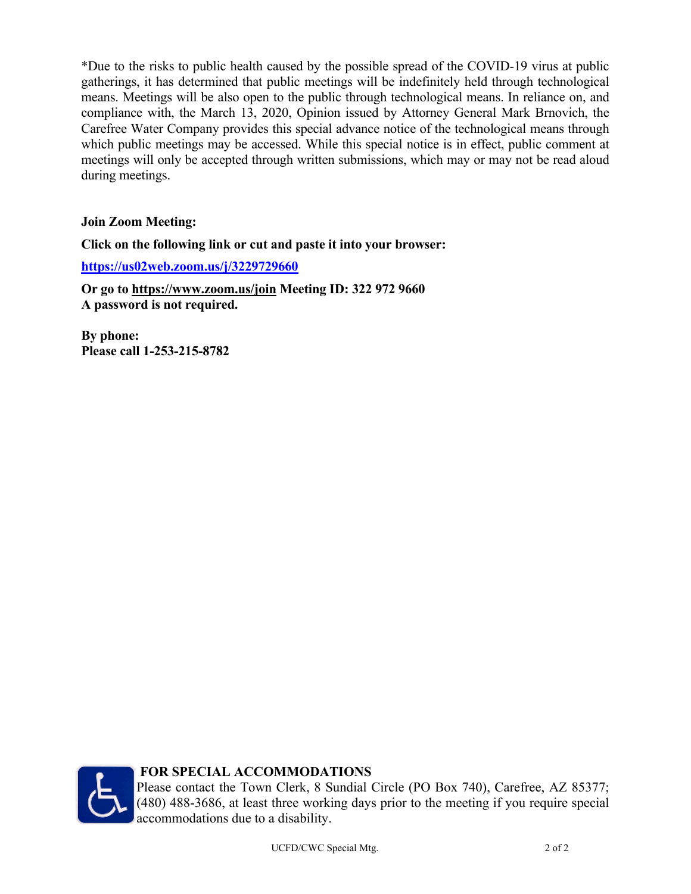*Due to the risks to public health caused by the possible spread of the COVID-19 virus at public gatherings, it has determined that public meetings will be indefinitely held through technological means. Meetings will be also open to the public through technological means. In reliance on, and compliance with, the March 13, 2020, Opinion issued by Attorney General Mark Brnovich, the Carefree Water Company provides this special advance notice of the technological means through which public meetings may be accessed. While this special notice is in effect, public comment at meetings will only be accepted through written submissions, which may or may not be read aloud during meetings.

**Join Zoom Meeting:**

**Click on the following link or cut and paste it into your browser:**

**https://us02web.zoom.us/j/3229729660**

**Or go to https://www.zoom.us/join Meeting ID: 322 972 9660**
**A password is not required.**

**By phone:**
**Please call 1-253-215-8782**

**FOR SPECIAL ACCOMMODATIONS**
Please contact the Town Clerk, 8 Sundial Circle (PO Box 740), Carefree, AZ 85377; (480) 488-3686, at least three working days prior to the meeting if you require special accommodations due to a disability.